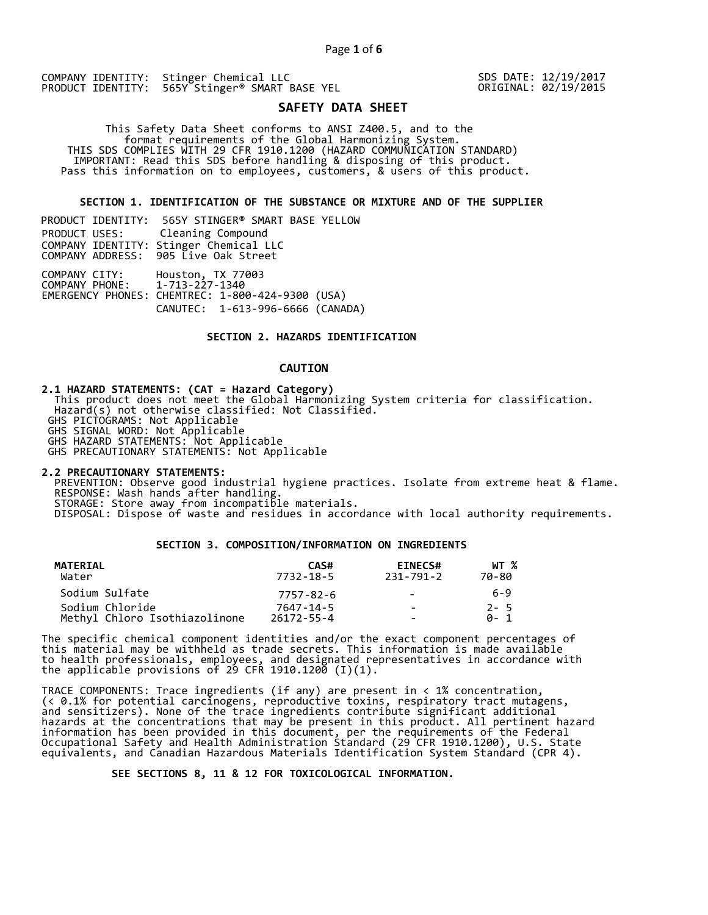COMPANY IDENTITY: Stinger Chemical LLC
PRODUCT IDENTITY: 565Y Stinger® SMART BASE YEL

SDS DATE: 12/19/2017
ORIGINAL: 02/19/2015

# SAFETY DATA SHEET

This Safety Data Sheet conforms to ANSI Z400.5, and to the format requirements of the Global Harmonizing System.
THIS SDS COMPLIES WITH 29 CFR 1910.1200 (HAZARD COMMUNICATION STANDARD)
IMPORTANT: Read this SDS before handling & disposing of this product.
Pass this information on to employees, customers, & users of this product.

## SECTION 1. IDENTIFICATION OF THE SUBSTANCE OR MIXTURE AND OF THE SUPPLIER

PRODUCT IDENTITY: 565Y STINGER® SMART BASE YELLOW
PRODUCT USES: Cleaning Compound
COMPANY IDENTITY: Stinger Chemical LLC
COMPANY ADDRESS: 905 Live Oak Street

COMPANY CITY: Houston, TX 77003
COMPANY PHONE: 1-713-227-1340
EMERGENCY PHONES: CHEMTREC: 1-800-424-9300 (USA)
CANUTEC: 1-613-996-6666 (CANADA)

## SECTION 2. HAZARDS IDENTIFICATION

### CAUTION

**2.1 HAZARD STATEMENTS: (CAT = Hazard Category)**
This product does not meet the Global Harmonizing System criteria for classification.
Hazard(s) not otherwise classified: Not Classified.
GHS PICTOGRAMS: Not Applicable
GHS SIGNAL WORD: Not Applicable
GHS HAZARD STATEMENTS: Not Applicable
GHS PRECAUTIONARY STATEMENTS: Not Applicable

**2.2 PRECAUTIONARY STATEMENTS:**
PREVENTION: Observe good industrial hygiene practices. Isolate from extreme heat & flame.
RESPONSE: Wash hands after handling.
STORAGE: Store away from incompatible materials.
DISPOSAL: Dispose of waste and residues in accordance with local authority requirements.

## SECTION 3. COMPOSITION/INFORMATION ON INGREDIENTS

| MATERIAL | CAS# | EINECS# | WT % |
|---|---|---|---|
| Water | 7732-18-5 | 231-791-2 | 70-80 |
| Sodium Sulfate | 7757-82-6 | - | 6-9 |
| Sodium Chloride | 7647-14-5 | - | 2- 5 |
| Methyl Chloro Isothiazolinone | 26172-55-4 | - | 0- 1 |

The specific chemical component identities and/or the exact component percentages of this material may be withheld as trade secrets. This information is made available to health professionals, employees, and designated representatives in accordance with the applicable provisions of 29 CFR 1910.1200 (I)(1).

TRACE COMPONENTS: Trace ingredients (if any) are present in < 1% concentration, (< 0.1% for potential carcinogens, reproductive toxins, respiratory tract mutagens, and sensitizers). None of the trace ingredients contribute significant additional hazards at the concentrations that may be present in this product. All pertinent hazard information has been provided in this document, per the requirements of the Federal Occupational Safety and Health Administration Standard (29 CFR 1910.1200), U.S. State equivalents, and Canadian Hazardous Materials Identification System Standard (CPR 4).

**SEE SECTIONS 8, 11 & 12 FOR TOXICOLOGICAL INFORMATION.**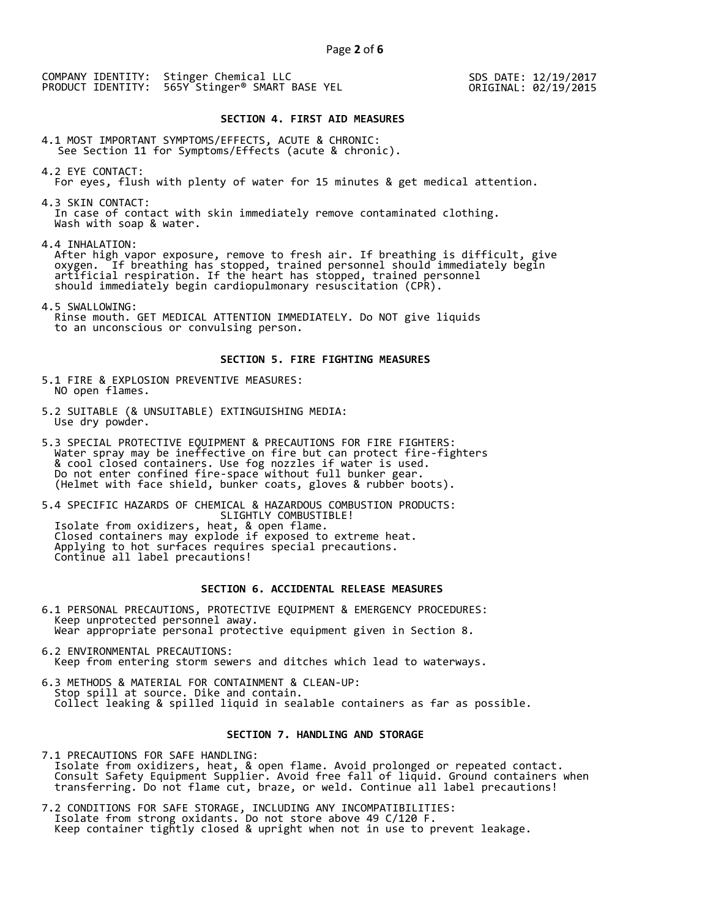COMPANY IDENTITY: Stinger Chemical LLC
PRODUCT IDENTITY: 565Y Stinger® SMART BASE YEL

SDS DATE: 12/19/2017
ORIGINAL: 02/19/2015

## SECTION 4. FIRST AID MEASURES

4.1 MOST IMPORTANT SYMPTOMS/EFFECTS, ACUTE & CHRONIC:
See Section 11 for Symptoms/Effects (acute & chronic).

4.2 EYE CONTACT:
For eyes, flush with plenty of water for 15 minutes & get medical attention.

4.3 SKIN CONTACT:
In case of contact with skin immediately remove contaminated clothing.
Wash with soap & water.

4.4 INHALATION:
After high vapor exposure, remove to fresh air. If breathing is difficult, give oxygen. If breathing has stopped, trained personnel should immediately begin artificial respiration. If the heart has stopped, trained personnel should immediately begin cardiopulmonary resuscitation (CPR).

4.5 SWALLOWING:
Rinse mouth. GET MEDICAL ATTENTION IMMEDIATELY. Do NOT give liquids to an unconscious or convulsing person.

## SECTION 5. FIRE FIGHTING MEASURES

5.1 FIRE & EXPLOSION PREVENTIVE MEASURES:
NO open flames.

5.2 SUITABLE (& UNSUITABLE) EXTINGUISHING MEDIA:
Use dry powder.

5.3 SPECIAL PROTECTIVE EQUIPMENT & PRECAUTIONS FOR FIRE FIGHTERS:
Water spray may be ineffective on fire but can protect fire-fighters & cool closed containers. Use fog nozzles if water is used.
Do not enter confined fire-space without full bunker gear.
(Helmet with face shield, bunker coats, gloves & rubber boots).

5.4 SPECIFIC HAZARDS OF CHEMICAL & HAZARDOUS COMBUSTION PRODUCTS:
SLIGHTLY COMBUSTIBLE!
Isolate from oxidizers, heat, & open flame.
Closed containers may explode if exposed to extreme heat.
Applying to hot surfaces requires special precautions.
Continue all label precautions!

## SECTION 6. ACCIDENTAL RELEASE MEASURES

6.1 PERSONAL PRECAUTIONS, PROTECTIVE EQUIPMENT & EMERGENCY PROCEDURES:
Keep unprotected personnel away.
Wear appropriate personal protective equipment given in Section 8.

6.2 ENVIRONMENTAL PRECAUTIONS:
Keep from entering storm sewers and ditches which lead to waterways.

6.3 METHODS & MATERIAL FOR CONTAINMENT & CLEAN-UP:
Stop spill at source. Dike and contain.
Collect leaking & spilled liquid in sealable containers as far as possible.

## SECTION 7. HANDLING AND STORAGE

7.1 PRECAUTIONS FOR SAFE HANDLING:
Isolate from oxidizers, heat, & open flame. Avoid prolonged or repeated contact.
Consult Safety Equipment Supplier. Avoid free fall of liquid. Ground containers when transferring. Do not flame cut, braze, or weld. Continue all label precautions!

7.2 CONDITIONS FOR SAFE STORAGE, INCLUDING ANY INCOMPATIBILITIES:
Isolate from strong oxidants. Do not store above 49 C/120 F.
Keep container tightly closed & upright when not in use to prevent leakage.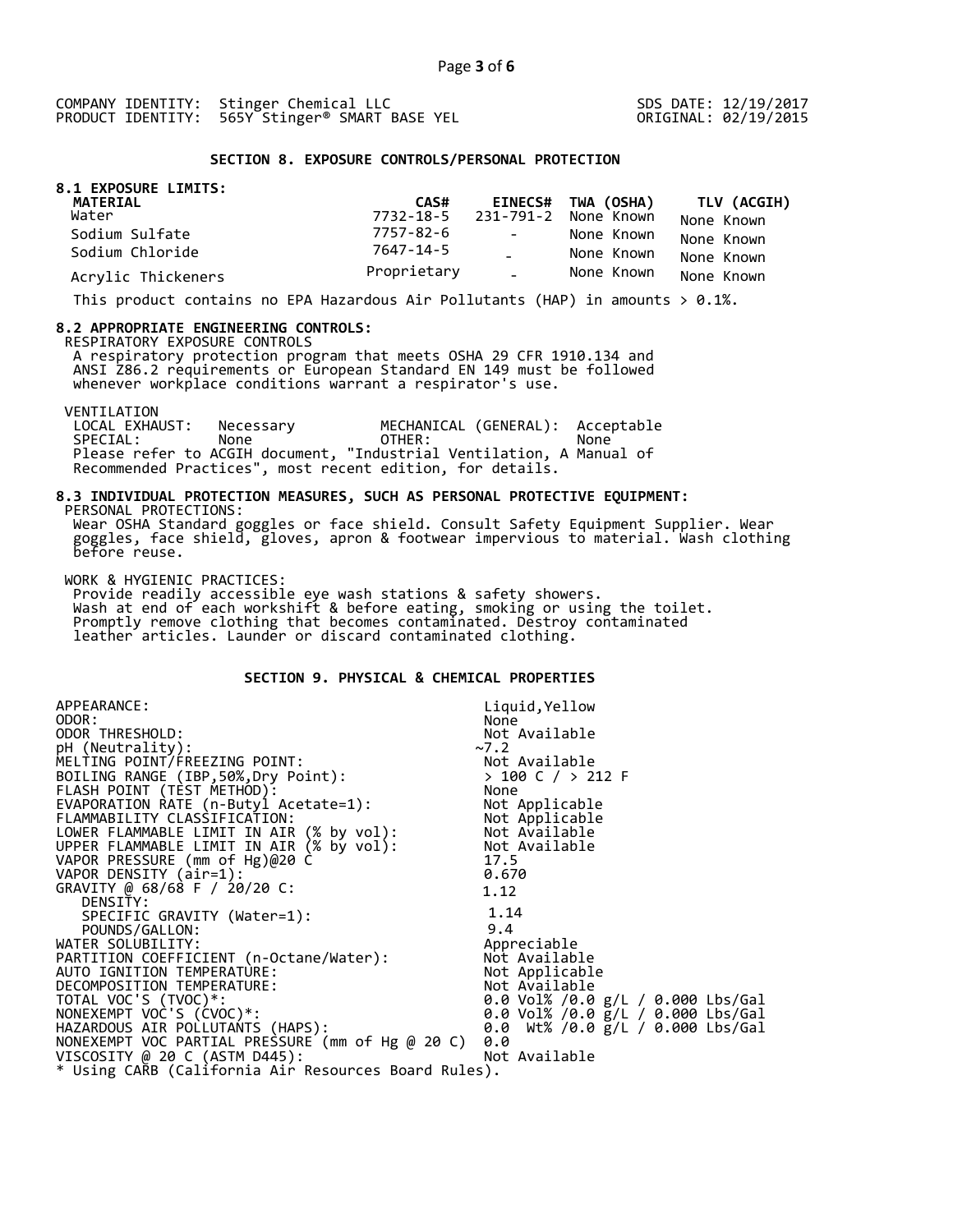COMPANY IDENTITY: Stinger Chemical LLC
PRODUCT IDENTITY: 565Y Stinger® SMART BASE YEL

SDS DATE: 12/19/2017
ORIGINAL: 02/19/2015

## SECTION 8. EXPOSURE CONTROLS/PERSONAL PROTECTION

### 8.1 EXPOSURE LIMITS:

| MATERIAL | CAS# | EINECS# | TWA (OSHA) | TLV (ACGIH) |
|---|---|---|---|---|
| Water | 7732-18-5 | 231-791-2 | None Known | None Known |
| Sodium Sulfate | 7757-82-6 | - | None Known | None Known |
| Sodium Chloride | 7647-14-5 | - | None Known | None Known |
| Acrylic Thickeners | Proprietary | - | None Known | None Known |

This product contains no EPA Hazardous Air Pollutants (HAP) in amounts > 0.1%.

### 8.2 APPROPRIATE ENGINEERING CONTROLS:

RESPIRATORY EXPOSURE CONTROLS

A respiratory protection program that meets OSHA 29 CFR 1910.134 and ANSI Z86.2 requirements or European Standard EN 149 must be followed whenever workplace conditions warrant a respirator's use.

VENTILATION

LOCAL EXHAUST: Necessary    MECHANICAL (GENERAL): Acceptable
SPECIAL: None    OTHER: None

Please refer to ACGIH document, "Industrial Ventilation, A Manual of Recommended Practices", most recent edition, for details.

### 8.3 INDIVIDUAL PROTECTION MEASURES, SUCH AS PERSONAL PROTECTIVE EQUIPMENT:

PERSONAL PROTECTIONS:

Wear OSHA Standard goggles or face shield. Consult Safety Equipment Supplier. Wear goggles, face shield, gloves, apron & footwear impervious to material. Wash clothing before reuse.

WORK & HYGIENIC PRACTICES:

Provide readily accessible eye wash stations & safety showers.
Wash at end of each workshift & before eating, smoking or using the toilet.
Promptly remove clothing that becomes contaminated. Destroy contaminated leather articles. Launder or discard contaminated clothing.

## SECTION 9. PHYSICAL & CHEMICAL PROPERTIES

| | |
|---|---|
| APPEARANCE: | Liquid,Yellow |
| ODOR: | None |
| ODOR THRESHOLD: | Not Available |
| pH (Neutrality): | ~7.2 |
| MELTING POINT/FREEZING POINT: | Not Available |
| BOILING RANGE (IBP,50%,Dry Point): | > 100 C / > 212 F |
| FLASH POINT (TEST METHOD): | None |
| EVAPORATION RATE (n-Butyl Acetate=1): | Not Applicable |
| FLAMMABILITY CLASSIFICATION: | Not Applicable |
| LOWER FLAMMABLE LIMIT IN AIR (% by vol): | Not Available |
| UPPER FLAMMABLE LIMIT IN AIR (% by vol): | Not Available |
| VAPOR PRESSURE (mm of Hg)@20 C | 17.5 |
| VAPOR DENSITY (air=1): | 0.670 |
| GRAVITY @ 68/68 F / 20/20 C: | 1.12 |
| DENSITY: | |
| SPECIFIC GRAVITY (Water=1): | 1.14 |
| POUNDS/GALLON: | 9.4 |
| WATER SOLUBILITY: | Appreciable |
| PARTITION COEFFICIENT (n-Octane/Water): | Not Available |
| AUTO IGNITION TEMPERATURE: | Not Applicable |
| DECOMPOSITION TEMPERATURE: | Not Available |
| TOTAL VOC'S (TVOC)*: | 0.0 Vol% /0.0 g/L / 0.000 Lbs/Gal |
| NONEXEMPT VOC'S (CVOC)*: | 0.0 Vol% /0.0 g/L / 0.000 Lbs/Gal |
| HAZARDOUS AIR POLLUTANTS (HAPS): | 0.0 Wt% /0.0 g/L / 0.000 Lbs/Gal |
| NONEXEMPT VOC PARTIAL PRESSURE (mm of Hg @ 20 C) | 0.0 |
| VISCOSITY @ 20 C (ASTM D445): | Not Available |

* Using CARB (California Air Resources Board Rules).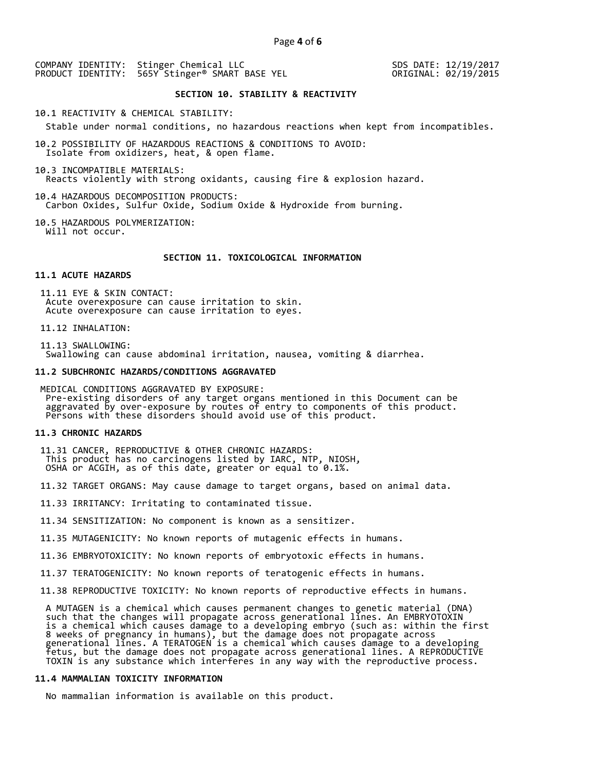COMPANY IDENTITY: Stinger Chemical LLC
PRODUCT IDENTITY: 565Y Stinger® SMART BASE YEL

SDS DATE: 12/19/2017
ORIGINAL: 02/19/2015

## SECTION 10. STABILITY & REACTIVITY

10.1 REACTIVITY & CHEMICAL STABILITY:
Stable under normal conditions, no hazardous reactions when kept from incompatibles.

10.2 POSSIBILITY OF HAZARDOUS REACTIONS & CONDITIONS TO AVOID:
Isolate from oxidizers, heat, & open flame.

10.3 INCOMPATIBLE MATERIALS:
Reacts violently with strong oxidants, causing fire & explosion hazard.

10.4 HAZARDOUS DECOMPOSITION PRODUCTS:
Carbon Oxides, Sulfur Oxide, Sodium Oxide & Hydroxide from burning.

10.5 HAZARDOUS POLYMERIZATION:
Will not occur.

## SECTION 11. TOXICOLOGICAL INFORMATION

**11.1 ACUTE HAZARDS**

11.11 EYE & SKIN CONTACT:
Acute overexposure can cause irritation to skin.
Acute overexposure can cause irritation to eyes.

11.12 INHALATION:

11.13 SWALLOWING:
Swallowing can cause abdominal irritation, nausea, vomiting & diarrhea.

**11.2 SUBCHRONIC HAZARDS/CONDITIONS AGGRAVATED**

MEDICAL CONDITIONS AGGRAVATED BY EXPOSURE:
Pre-existing disorders of any target organs mentioned in this Document can be aggravated by over-exposure by routes of entry to components of this product. Persons with these disorders should avoid use of this product.

**11.3 CHRONIC HAZARDS**

11.31 CANCER, REPRODUCTIVE & OTHER CHRONIC HAZARDS:
This product has no carcinogens listed by IARC, NTP, NIOSH, OSHA or ACGIH, as of this date, greater or equal to 0.1%.

11.32 TARGET ORGANS: May cause damage to target organs, based on animal data.

11.33 IRRITANCY: Irritating to contaminated tissue.

11.34 SENSITIZATION: No component is known as a sensitizer.

11.35 MUTAGENICITY: No known reports of mutagenic effects in humans.

11.36 EMBRYOTOXICITY: No known reports of embryotoxic effects in humans.

11.37 TERATOGENICITY: No known reports of teratogenic effects in humans.

11.38 REPRODUCTIVE TOXICITY: No known reports of reproductive effects in humans.

A MUTAGEN is a chemical which causes permanent changes to genetic material (DNA) such that the changes will propagate across generational lines. An EMBRYOTOXIN is a chemical which causes damage to a developing embryo (such as: within the first 8 weeks of pregnancy in humans), but the damage does not propagate across generational lines. A TERATOGEN is a chemical which causes damage to a developing fetus, but the damage does not propagate across generational lines. A REPRODUCTIVE TOXIN is any substance which interferes in any way with the reproductive process.

**11.4 MAMMALIAN TOXICITY INFORMATION**

No mammalian information is available on this product.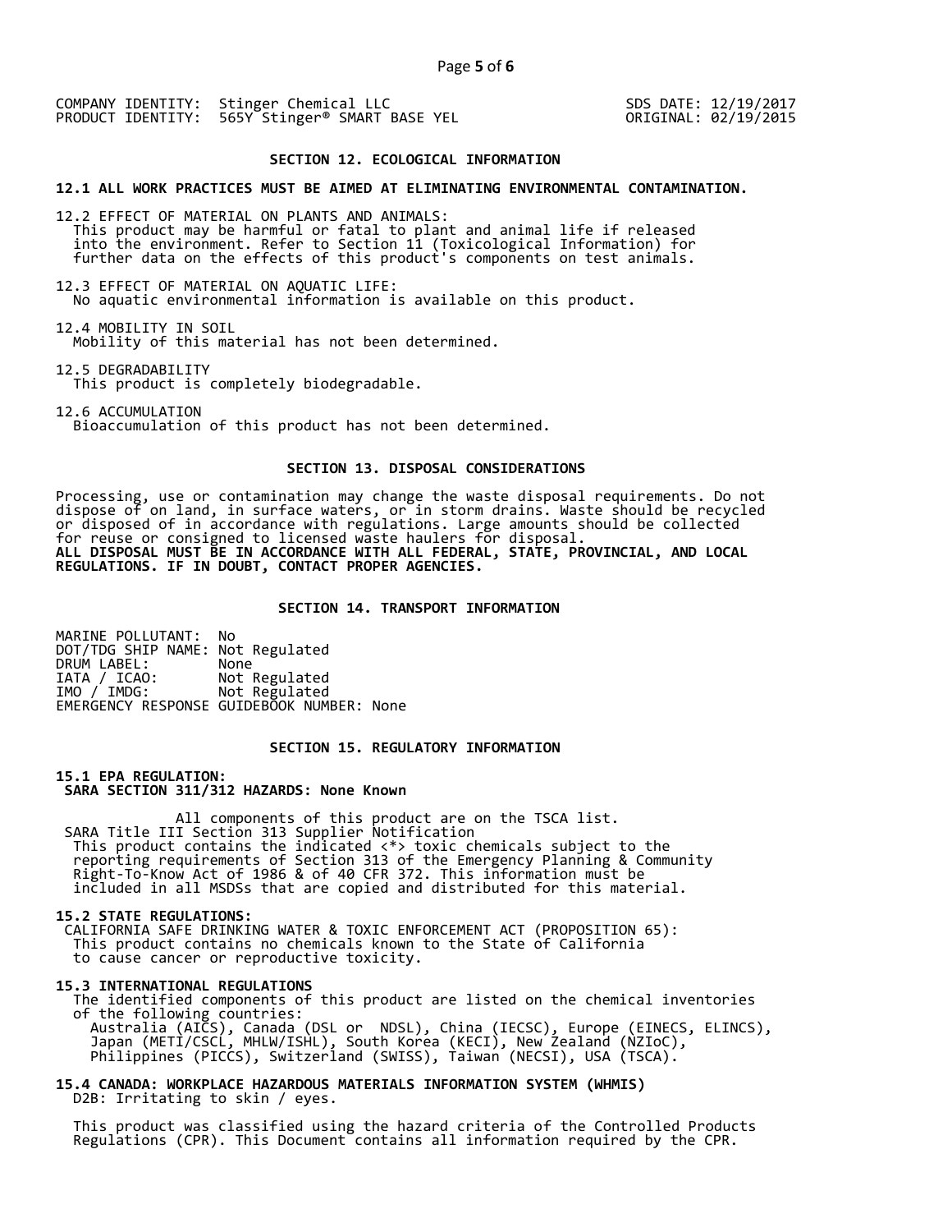COMPANY IDENTITY: Stinger Chemical LLC
PRODUCT IDENTITY: 565Y Stinger® SMART BASE YEL

SDS DATE: 12/19/2017
ORIGINAL: 02/19/2015

## SECTION 12. ECOLOGICAL INFORMATION

**12.1 ALL WORK PRACTICES MUST BE AIMED AT ELIMINATING ENVIRONMENTAL CONTAMINATION.**

12.2 EFFECT OF MATERIAL ON PLANTS AND ANIMALS:
This product may be harmful or fatal to plant and animal life if released into the environment. Refer to Section 11 (Toxicological Information) for further data on the effects of this product's components on test animals.

12.3 EFFECT OF MATERIAL ON AQUATIC LIFE:
No aquatic environmental information is available on this product.

12.4 MOBILITY IN SOIL
Mobility of this material has not been determined.

12.5 DEGRADABILITY
This product is completely biodegradable.

12.6 ACCUMULATION
Bioaccumulation of this product has not been determined.

## SECTION 13. DISPOSAL CONSIDERATIONS

Processing, use or contamination may change the waste disposal requirements. Do not dispose of on land, in surface waters, or in storm drains. Waste should be recycled or disposed of in accordance with regulations. Large amounts should be collected for reuse or consigned to licensed waste haulers for disposal.
**ALL DISPOSAL MUST BE IN ACCORDANCE WITH ALL FEDERAL, STATE, PROVINCIAL, AND LOCAL REGULATIONS. IF IN DOUBT, CONTACT PROPER AGENCIES.**

## SECTION 14. TRANSPORT INFORMATION

MARINE POLLUTANT: No
DOT/TDG SHIP NAME: Not Regulated
DRUM LABEL: None
IATA / ICAO: Not Regulated
IMO / IMDG: Not Regulated
EMERGENCY RESPONSE GUIDEBOOK NUMBER: None

## SECTION 15. REGULATORY INFORMATION

**15.1 EPA REGULATION:**
**SARA SECTION 311/312 HAZARDS: None Known**

All components of this product are on the TSCA list.
SARA Title III Section 313 Supplier Notification
This product contains the indicated <*> toxic chemicals subject to the reporting requirements of Section 313 of the Emergency Planning & Community Right-To-Know Act of 1986 & of 40 CFR 372. This information must be included in all MSDSs that are copied and distributed for this material.

**15.2 STATE REGULATIONS:**
CALIFORNIA SAFE DRINKING WATER & TOXIC ENFORCEMENT ACT (PROPOSITION 65):
This product contains no chemicals known to the State of California to cause cancer or reproductive toxicity.

**15.3 INTERNATIONAL REGULATIONS**
The identified components of this product are listed on the chemical inventories of the following countries:
Australia (AICS), Canada (DSL or NDSL), China (IECSC), Europe (EINECS, ELINCS), Japan (METI/CSCL, MHLW/ISHL), South Korea (KECI), New Zealand (NZIoC), Philippines (PICCS), Switzerland (SWISS), Taiwan (NECSI), USA (TSCA).

**15.4 CANADA: WORKPLACE HAZARDOUS MATERIALS INFORMATION SYSTEM (WHMIS)**
D2B: Irritating to skin / eyes.

This product was classified using the hazard criteria of the Controlled Products Regulations (CPR). This Document contains all information required by the CPR.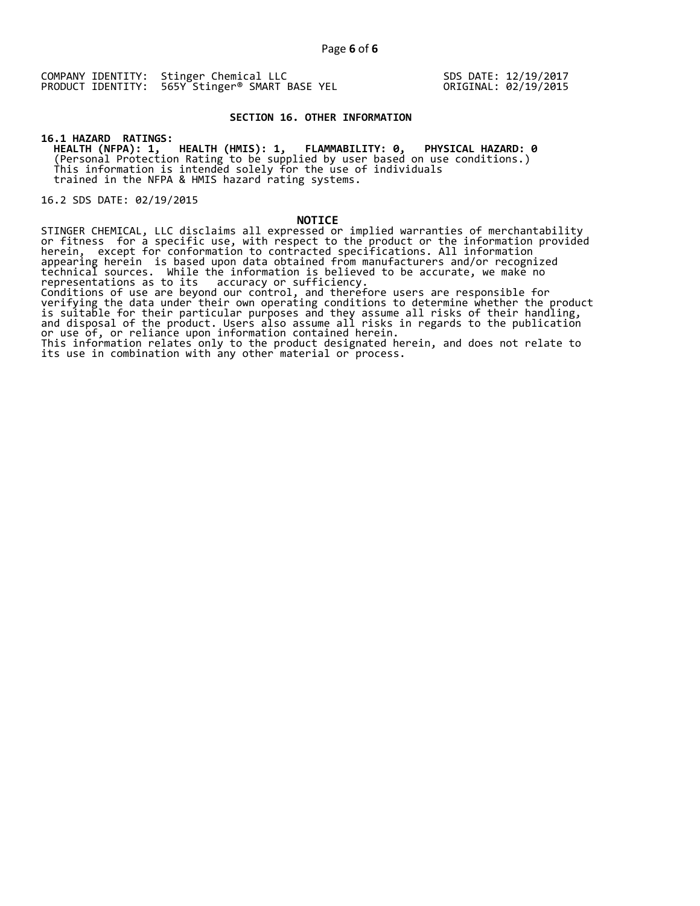COMPANY IDENTITY: Stinger Chemical LLC
PRODUCT IDENTITY: 565Y Stinger® SMART BASE YEL

SDS DATE: 12/19/2017
ORIGINAL: 02/19/2015

## SECTION 16. OTHER INFORMATION

**16.1 HAZARD RATINGS:**

**HEALTH (NFPA): 1, HEALTH (HMIS): 1, FLAMMABILITY: 0, PHYSICAL HAZARD: 0**

(Personal Protection Rating to be supplied by user based on use conditions.)
This information is intended solely for the use of individuals
trained in the NFPA & HMIS hazard rating systems.

16.2 SDS DATE: 02/19/2015

### NOTICE

STINGER CHEMICAL, LLC disclaims all expressed or implied warranties of merchantability or fitness for a specific use, with respect to the product or the information provided herein, except for conformation to contracted specifications. All information appearing herein is based upon data obtained from manufacturers and/or recognized technical sources. While the information is believed to be accurate, we make no representations as to its accuracy or sufficiency.
Conditions of use are beyond our control, and therefore users are responsible for verifying the data under their own operating conditions to determine whether the product is suitable for their particular purposes and they assume all risks of their handling, and disposal of the product. Users also assume all risks in regards to the publication or use of, or reliance upon information contained herein.
This information relates only to the product designated herein, and does not relate to its use in combination with any other material or process.